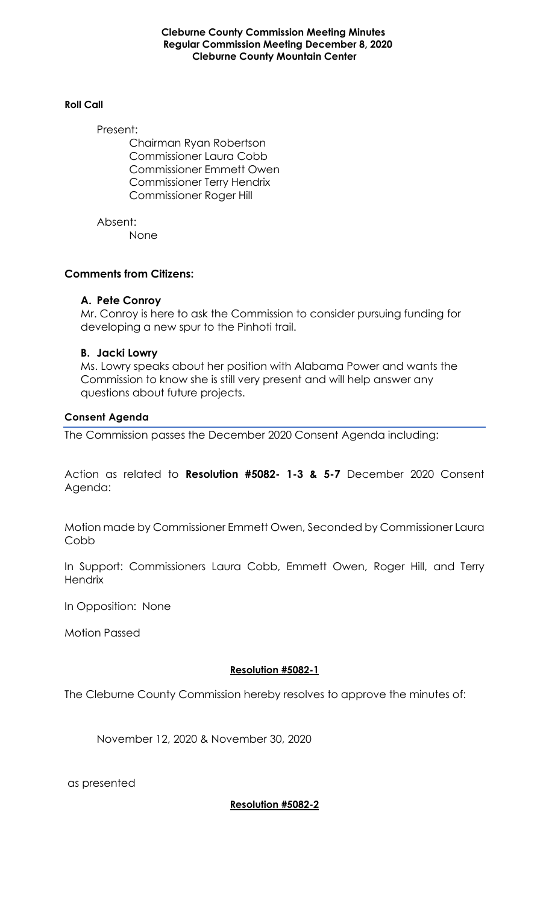**Cleburne County Commission Meeting Minutes**
**Regular Commission Meeting December 8, 2020**
**Cleburne County Mountain Center**

**Roll Call**

Present:

Chairman Ryan Robertson
Commissioner Laura Cobb
Commissioner Emmett Owen
Commissioner Terry Hendrix
Commissioner Roger Hill

Absent:

None

## Comments from Citizens:

### A. Pete Conroy

Mr. Conroy is here to ask the Commission to consider pursuing funding for developing a new spur to the Pinhoti trail.

### B. Jacki Lowry

Ms. Lowry speaks about her position with Alabama Power and wants the Commission to know she is still very present and will help answer any questions about future projects.

**Consent Agenda**

The Commission passes the December 2020 Consent Agenda including:

Action as related to **Resolution #5082- 1-3 & 5-7** December 2020 Consent Agenda:

Motion made by Commissioner Emmett Owen, Seconded by Commissioner Laura Cobb

In Support: Commissioners Laura Cobb, Emmett Owen, Roger Hill, and Terry Hendrix

In Opposition: None

Motion Passed

**Resolution #5082-1**

The Cleburne County Commission hereby resolves to approve the minutes of:

November 12, 2020 & November 30, 2020

as presented

**Resolution #5082-2**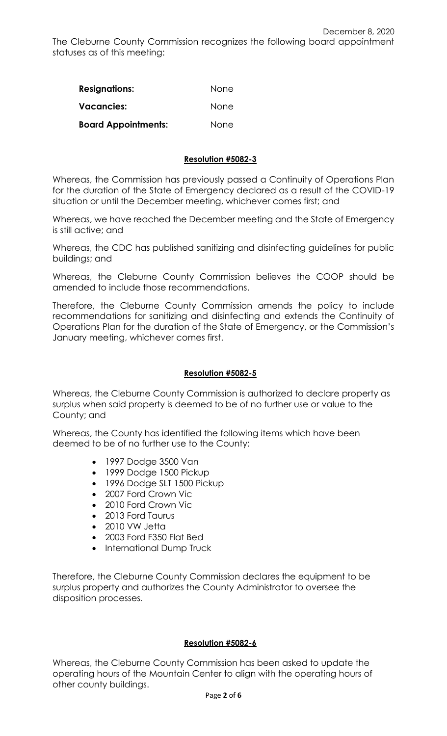December 8, 2020

The Cleburne County Commission recognizes the following board appointment statuses as of this meeting:

| | |
|---|---|
| **Resignations:** | None |
| **Vacancies:** | None |
| **Board Appointments:** | None |

**Resolution #5082-3**

Whereas, the Commission has previously passed a Continuity of Operations Plan for the duration of the State of Emergency declared as a result of the COVID-19 situation or until the December meeting, whichever comes first; and

Whereas, we have reached the December meeting and the State of Emergency is still active; and

Whereas, the CDC has published sanitizing and disinfecting guidelines for public buildings; and

Whereas, the Cleburne County Commission believes the COOP should be amended to include those recommendations.

Therefore, the Cleburne County Commission amends the policy to include recommendations for sanitizing and disinfecting and extends the Continuity of Operations Plan for the duration of the State of Emergency, or the Commission's January meeting, whichever comes first.

**Resolution #5082-5**

Whereas, the Cleburne County Commission is authorized to declare property as surplus when said property is deemed to be of no further use or value to the County; and

Whereas, the County has identified the following items which have been deemed to be of no further use to the County:

- 1997 Dodge 3500 Van
- 1999 Dodge 1500 Pickup
- 1996 Dodge SLT 1500 Pickup
- 2007 Ford Crown Vic
- 2010 Ford Crown Vic
- 2013 Ford Taurus
- 2010 VW Jetta
- 2003 Ford F350 Flat Bed
- International Dump Truck

Therefore, the Cleburne County Commission declares the equipment to be surplus property and authorizes the County Administrator to oversee the disposition processes.

**Resolution #5082-6**

Whereas, the Cleburne County Commission has been asked to update the operating hours of the Mountain Center to align with the operating hours of other county buildings.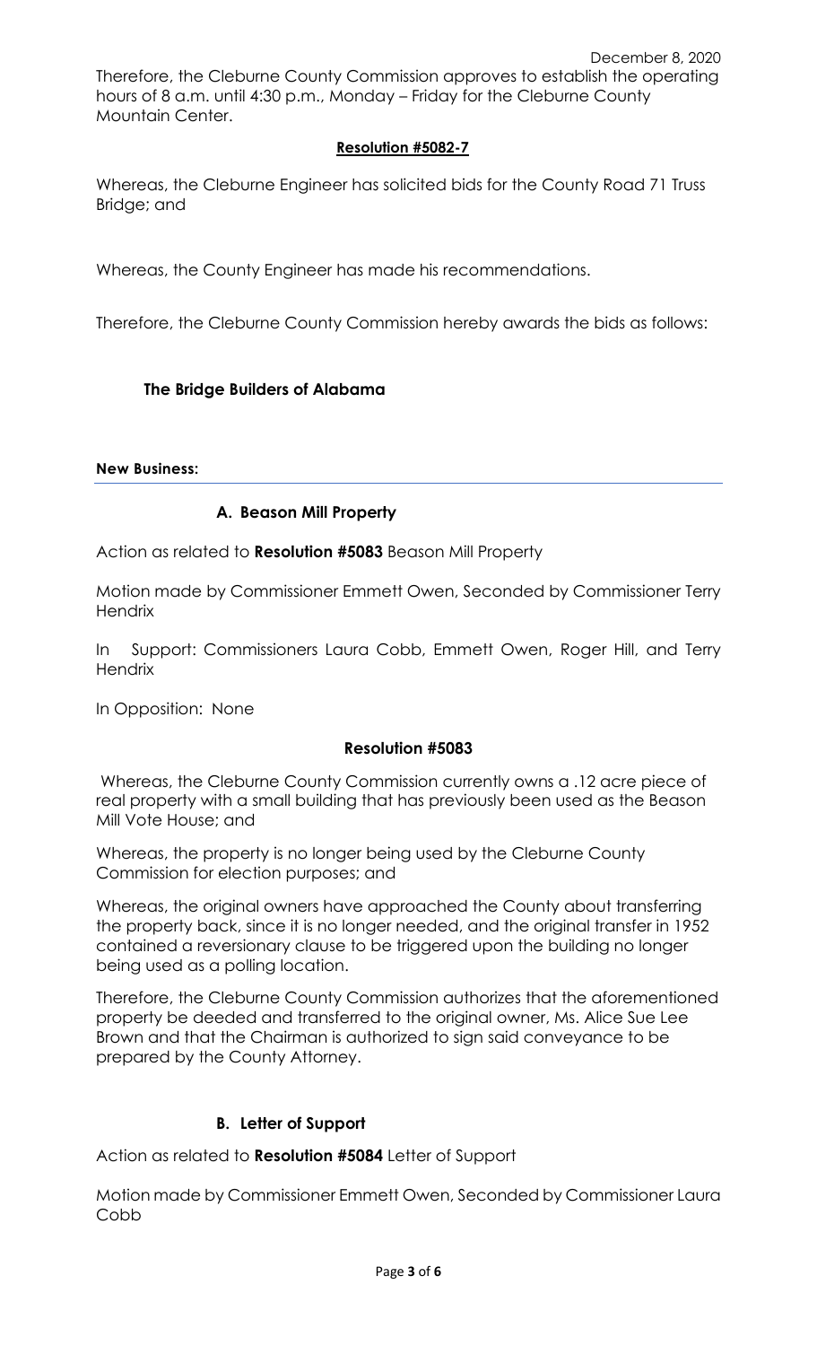Therefore, the Cleburne County Commission approves to establish the operating hours of 8 a.m. until 4:30 p.m., Monday – Friday for the Cleburne County Mountain Center.

**Resolution #5082-7**

Whereas, the Cleburne Engineer has solicited bids for the County Road 71 Truss Bridge; and

Whereas, the County Engineer has made his recommendations.

Therefore, the Cleburne County Commission hereby awards the bids as follows:

**The Bridge Builders of Alabama**

**New Business:**

### A. Beason Mill Property

Action as related to **Resolution #5083** Beason Mill Property

Motion made by Commissioner Emmett Owen, Seconded by Commissioner Terry Hendrix

In Support: Commissioners Laura Cobb, Emmett Owen, Roger Hill, and Terry Hendrix

In Opposition: None

**Resolution #5083**

Whereas, the Cleburne County Commission currently owns a .12 acre piece of real property with a small building that has previously been used as the Beason Mill Vote House; and

Whereas, the property is no longer being used by the Cleburne County Commission for election purposes; and

Whereas, the original owners have approached the County about transferring the property back, since it is no longer needed, and the original transfer in 1952 contained a reversionary clause to be triggered upon the building no longer being used as a polling location.

Therefore, the Cleburne County Commission authorizes that the aforementioned property be deeded and transferred to the original owner, Ms. Alice Sue Lee Brown and that the Chairman is authorized to sign said conveyance to be prepared by the County Attorney.

### B. Letter of Support

Action as related to **Resolution #5084** Letter of Support

Motion made by Commissioner Emmett Owen, Seconded by Commissioner Laura Cobb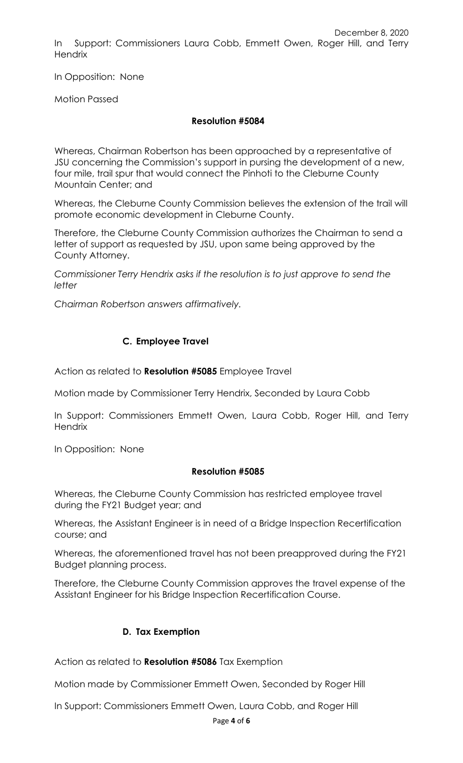In Support: Commissioners Laura Cobb, Emmett Owen, Roger Hill, and Terry Hendrix

In Opposition: None

Motion Passed

**Resolution #5084**

Whereas, Chairman Robertson has been approached by a representative of JSU concerning the Commission's support in pursing the development of a new, four mile, trail spur that would connect the Pinhoti to the Cleburne County Mountain Center; and

Whereas, the Cleburne County Commission believes the extension of the trail will promote economic development in Cleburne County.

Therefore, the Cleburne County Commission authorizes the Chairman to send a letter of support as requested by JSU, upon same being approved by the County Attorney.

*Commissioner Terry Hendrix asks if the resolution is to just approve to send the letter*

*Chairman Robertson answers affirmatively.*

**C. Employee Travel**

Action as related to **Resolution #5085** Employee Travel

Motion made by Commissioner Terry Hendrix, Seconded by Laura Cobb

In Support: Commissioners Emmett Owen, Laura Cobb, Roger Hill, and Terry Hendrix

In Opposition: None

**Resolution #5085**

Whereas, the Cleburne County Commission has restricted employee travel during the FY21 Budget year; and

Whereas, the Assistant Engineer is in need of a Bridge Inspection Recertification course; and

Whereas, the aforementioned travel has not been preapproved during the FY21 Budget planning process.

Therefore, the Cleburne County Commission approves the travel expense of the Assistant Engineer for his Bridge Inspection Recertification Course.

**D. Tax Exemption**

Action as related to **Resolution #5086** Tax Exemption

Motion made by Commissioner Emmett Owen, Seconded by Roger Hill

In Support: Commissioners Emmett Owen, Laura Cobb, and Roger Hill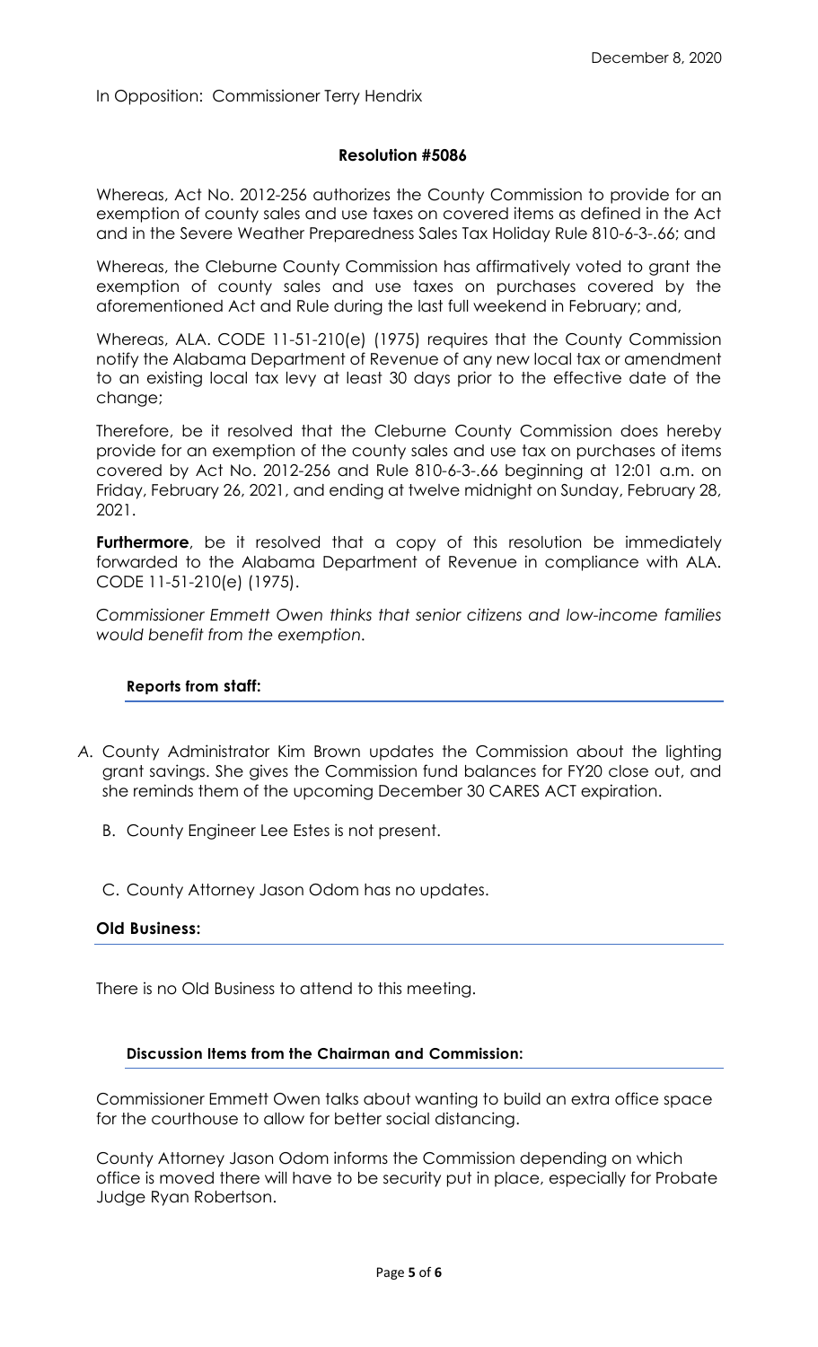December 8, 2020

In Opposition: Commissioner Terry Hendrix

**Resolution #5086**

Whereas, Act No. 2012-256 authorizes the County Commission to provide for an exemption of county sales and use taxes on covered items as defined in the Act and in the Severe Weather Preparedness Sales Tax Holiday Rule 810-6-3-.66; and

Whereas, the Cleburne County Commission has affirmatively voted to grant the exemption of county sales and use taxes on purchases covered by the aforementioned Act and Rule during the last full weekend in February; and,

Whereas, ALA. CODE 11-51-210(e) (1975) requires that the County Commission notify the Alabama Department of Revenue of any new local tax or amendment to an existing local tax levy at least 30 days prior to the effective date of the change;

Therefore, be it resolved that the Cleburne County Commission does hereby provide for an exemption of the county sales and use tax on purchases of items covered by Act No. 2012-256 and Rule 810-6-3-.66 beginning at 12:01 a.m. on Friday, February 26, 2021, and ending at twelve midnight on Sunday, February 28, 2021.

**Furthermore**, be it resolved that a copy of this resolution be immediately forwarded to the Alabama Department of Revenue in compliance with ALA. CODE 11-51-210(e) (1975).

*Commissioner Emmett Owen thinks that senior citizens and low-income families would benefit from the exemption.*

**Reports from staff:**

A. County Administrator Kim Brown updates the Commission about the lighting grant savings. She gives the Commission fund balances for FY20 close out, and she reminds them of the upcoming December 30 CARES ACT expiration.

B. County Engineer Lee Estes is not present.

C. County Attorney Jason Odom has no updates.

**Old Business:**

There is no Old Business to attend to this meeting.

**Discussion Items from the Chairman and Commission:**

Commissioner Emmett Owen talks about wanting to build an extra office space for the courthouse to allow for better social distancing.

County Attorney Jason Odom informs the Commission depending on which office is moved there will have to be security put in place, especially for Probate Judge Ryan Robertson.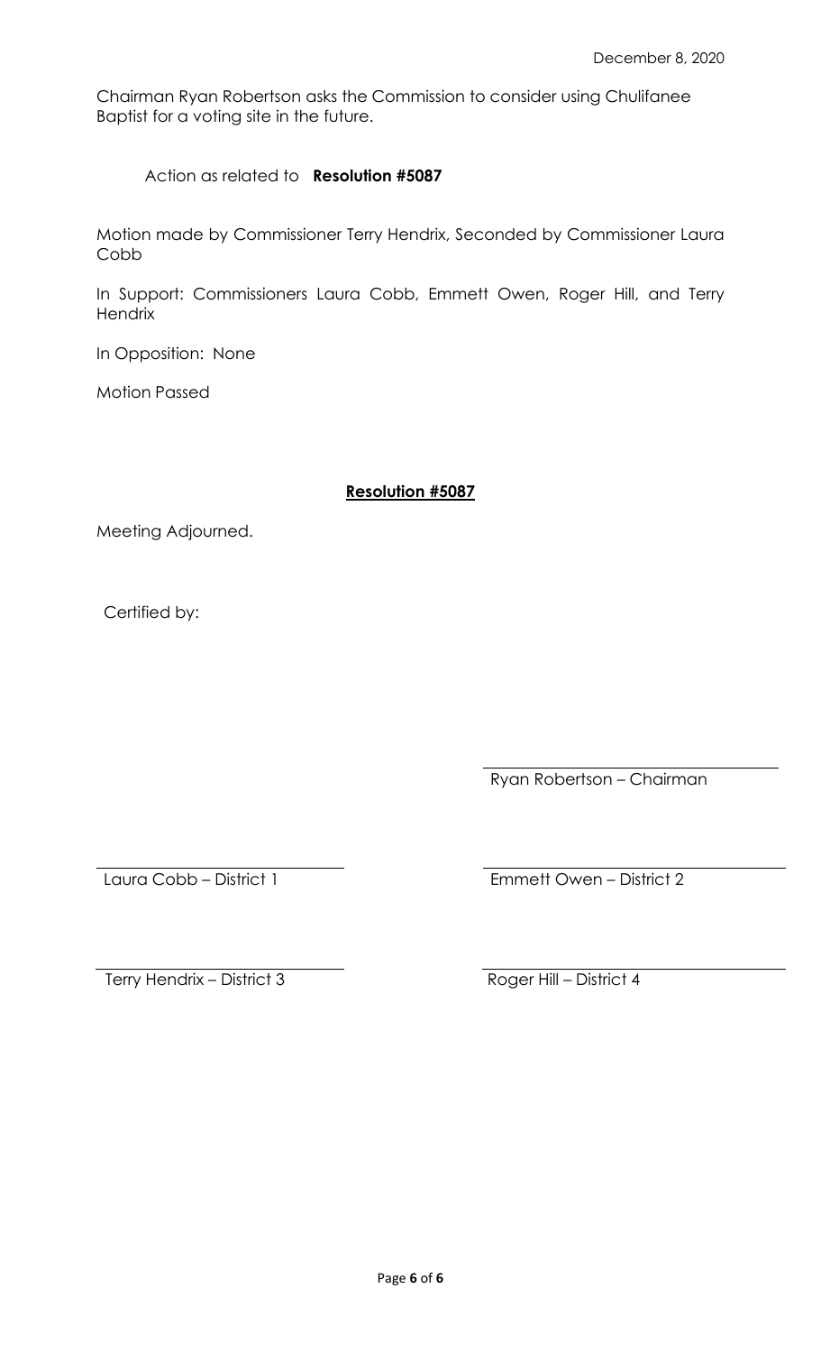December 8, 2020

Chairman Ryan Robertson asks the Commission to consider using Chulifanee Baptist for a voting site in the future.

Action as related to **Resolution #5087**

Motion made by Commissioner Terry Hendrix, Seconded by Commissioner Laura Cobb

In Support: Commissioners Laura Cobb, Emmett Owen, Roger Hill, and Terry Hendrix

In Opposition: None

Motion Passed

**Resolution #5087**

Meeting Adjourned.

Certified by:

Ryan Robertson – Chairman

Laura Cobb – District 1

Emmett Owen – District 2

Terry Hendrix – District 3

Roger Hill – District 4